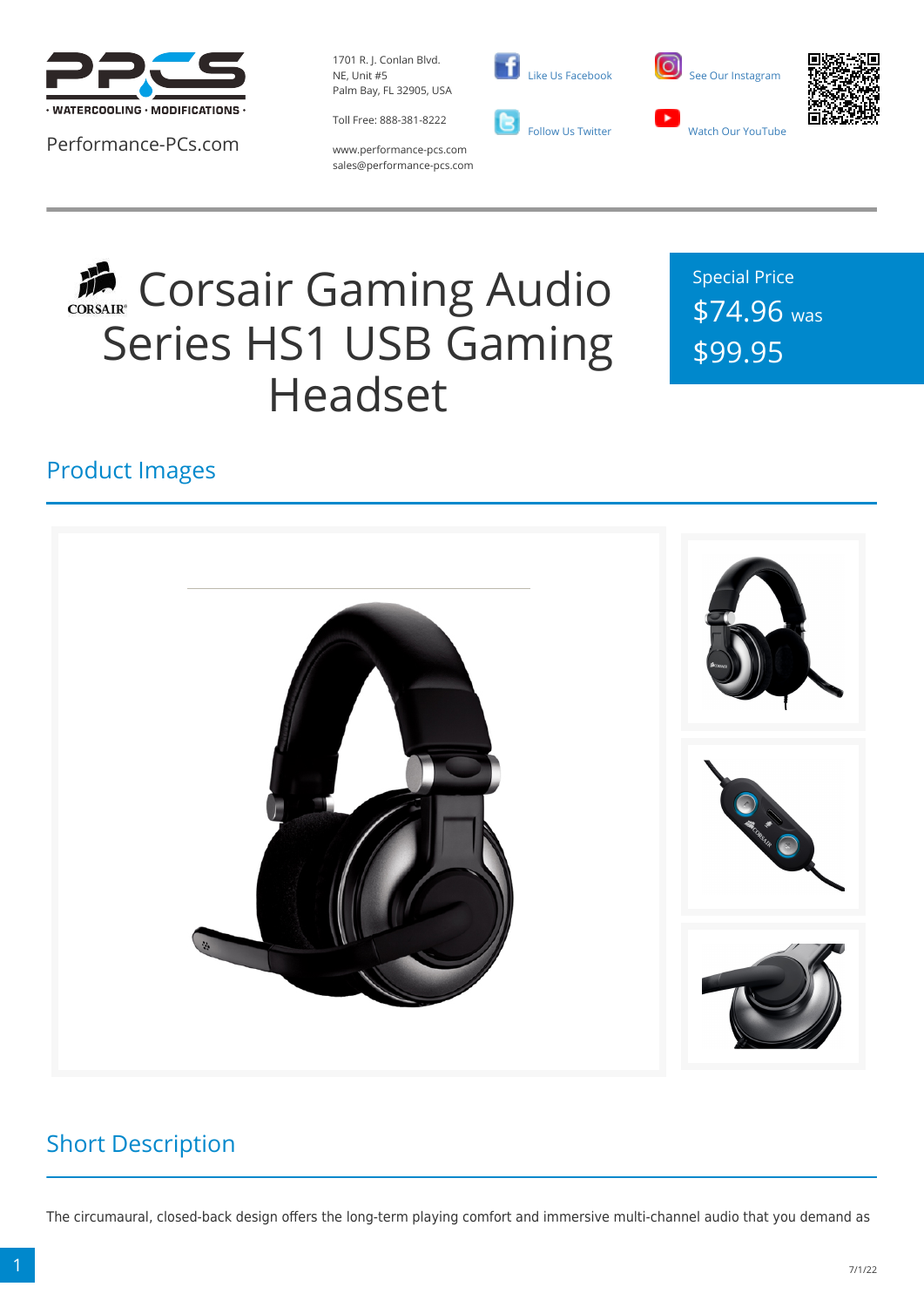PPCS · WATERCOOLING · MODIFICATIONS ·

Performance-PCs.com

1701 R. J. Conlan Blvd.
NE, Unit #5
Palm Bay, FL 32905, USA

Toll Free: 888-381-8222

www.performance-pcs.com
sales@performance-pcs.com

Like Us Facebook

Follow Us Twitter

See Our Instagram

Watch Our YouTube

# Corsair Gaming Audio Series HS1 USB Gaming Headset

Special Price
$74.96 was
$99.95

## Product Images

## Short Description

The circumaural, closed-back design offers the long-term playing comfort and immersive multi-channel audio that you demand as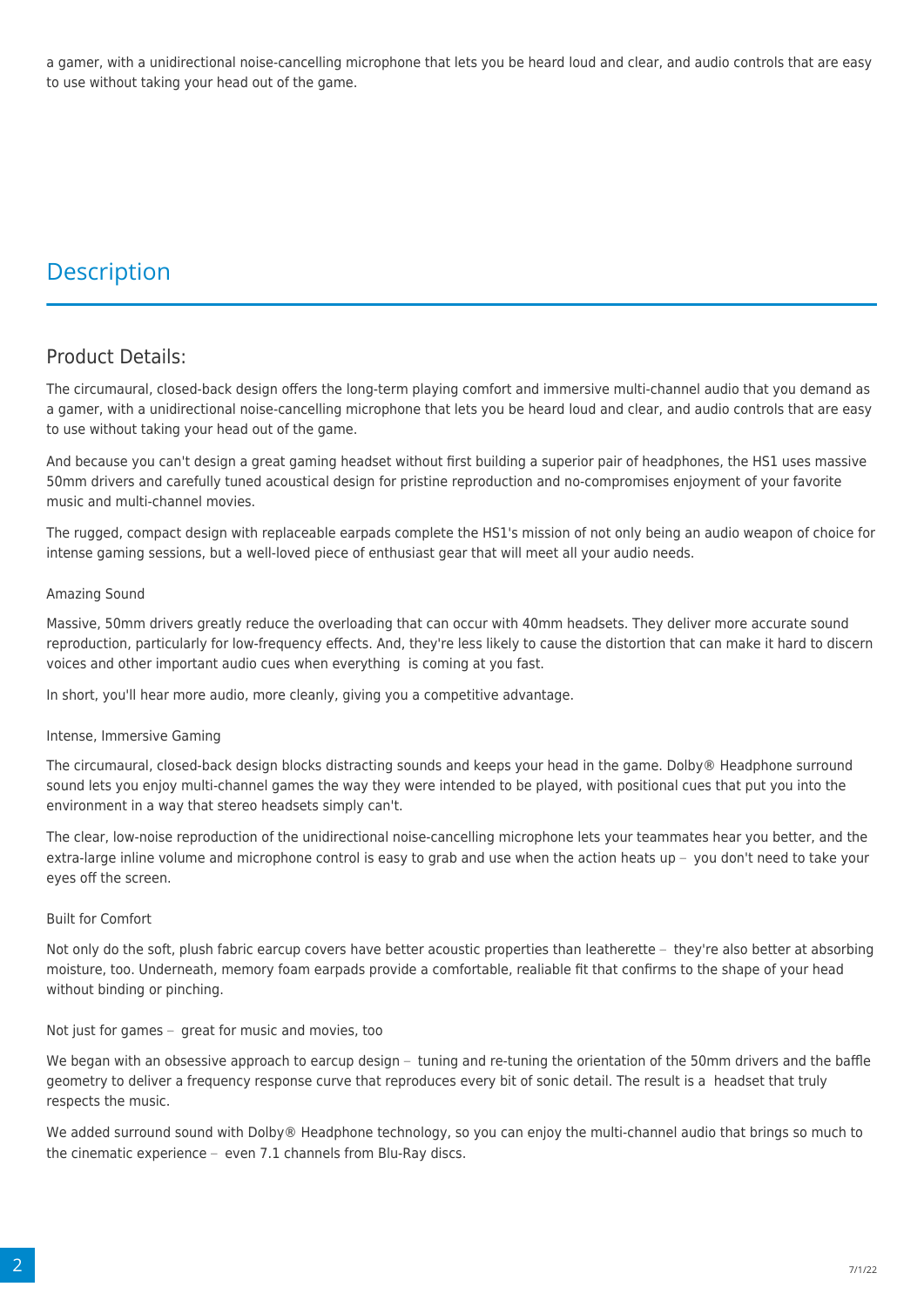a gamer, with a unidirectional noise-cancelling microphone that lets you be heard loud and clear, and audio controls that are easy to use without taking your head out of the game.

## Description

### Product Details:

The circumaural, closed-back design offers the long-term playing comfort and immersive multi-channel audio that you demand as a gamer, with a unidirectional noise-cancelling microphone that lets you be heard loud and clear, and audio controls that are easy to use without taking your head out of the game.

And because you can't design a great gaming headset without first building a superior pair of headphones, the HS1 uses massive 50mm drivers and carefully tuned acoustical design for pristine reproduction and no-compromises enjoyment of your favorite music and multi-channel movies.

The rugged, compact design with replaceable earpads complete the HS1's mission of not only being an audio weapon of choice for intense gaming sessions, but a well-loved piece of enthusiast gear that will meet all your audio needs.

#### Amazing Sound

Massive, 50mm drivers greatly reduce the overloading that can occur with 40mm headsets. They deliver more accurate sound reproduction, particularly for low-frequency effects. And, they're less likely to cause the distortion that can make it hard to discern voices and other important audio cues when everything  is coming at you fast.

In short, you'll hear more audio, more cleanly, giving you a competitive advantage.

#### Intense, Immersive Gaming

The circumaural, closed-back design blocks distracting sounds and keeps your head in the game. Dolby® Headphone surround sound lets you enjoy multi-channel games the way they were intended to be played, with positional cues that put you into the environment in a way that stereo headsets simply can't.

The clear, low-noise reproduction of the unidirectional noise-cancelling microphone lets your teammates hear you better, and the extra-large inline volume and microphone control is easy to grab and use when the action heats up –  you don't need to take your eyes off the screen.

#### Built for Comfort

Not only do the soft, plush fabric earcup covers have better acoustic properties than leatherette –  they're also better at absorbing moisture, too. Underneath, memory foam earpads provide a comfortable, realiable fit that confirms to the shape of your head without binding or pinching.

#### Not just for games –  great for music and movies, too

We began with an obsessive approach to earcup design –  tuning and re-tuning the orientation of the 50mm drivers and the baffle geometry to deliver a frequency response curve that reproduces every bit of sonic detail. The result is a  headset that truly respects the music.

We added surround sound with Dolby® Headphone technology, so you can enjoy the multi-channel audio that brings so much to the cinematic experience –  even 7.1 channels from Blu-Ray discs.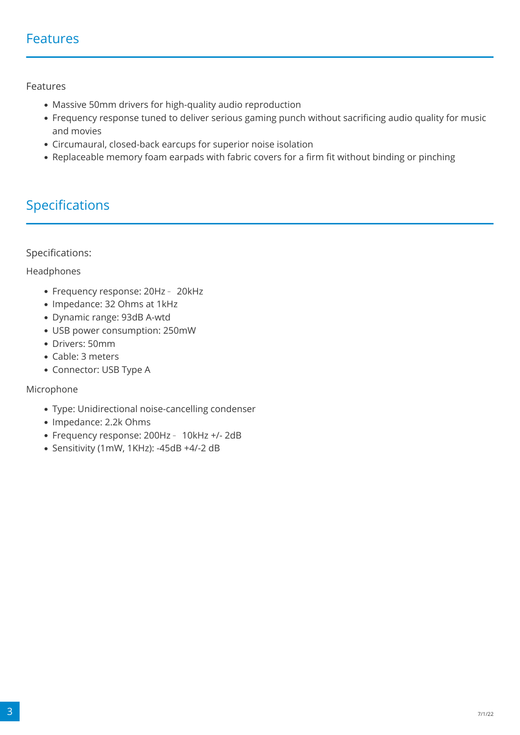## Features

Features

- Massive 50mm drivers for high-quality audio reproduction
- Frequency response tuned to deliver serious gaming punch without sacrificing audio quality for music and movies
- Circumaural, closed-back earcups for superior noise isolation
- Replaceable memory foam earpads with fabric covers for a firm fit without binding or pinching

## Specifications

Specifications:

Headphones

- Frequency response: 20Hz – 20kHz
- Impedance: 32 Ohms at 1kHz
- Dynamic range: 93dB A-wtd
- USB power consumption: 250mW
- Drivers: 50mm
- Cable: 3 meters
- Connector: USB Type A

Microphone

- Type: Unidirectional noise-cancelling condenser
- Impedance: 2.2k Ohms
- Frequency response: 200Hz – 10kHz +/- 2dB
- Sensitivity (1mW, 1KHz): -45dB +4/-2 dB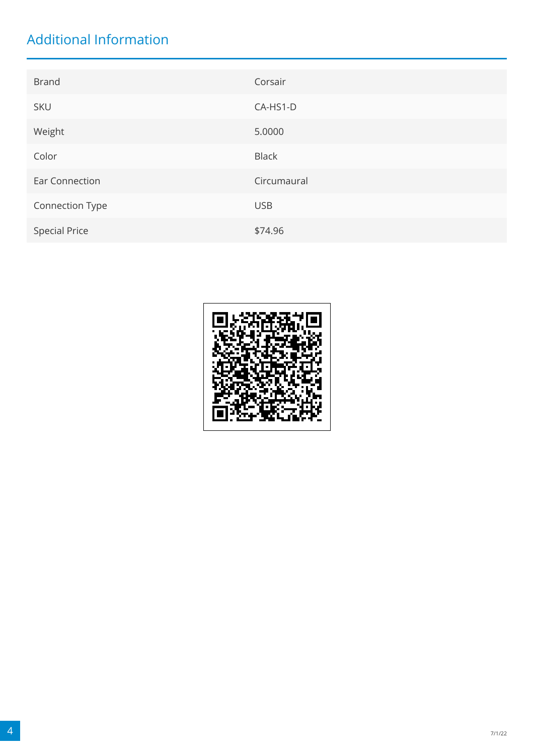## Additional Information

| | |
|---|---|
| Brand | Corsair |
| SKU | CA-HS1-D |
| Weight | 5.0000 |
| Color | Black |
| Ear Connection | Circumaural |
| Connection Type | USB |
| Special Price | $74.96 |